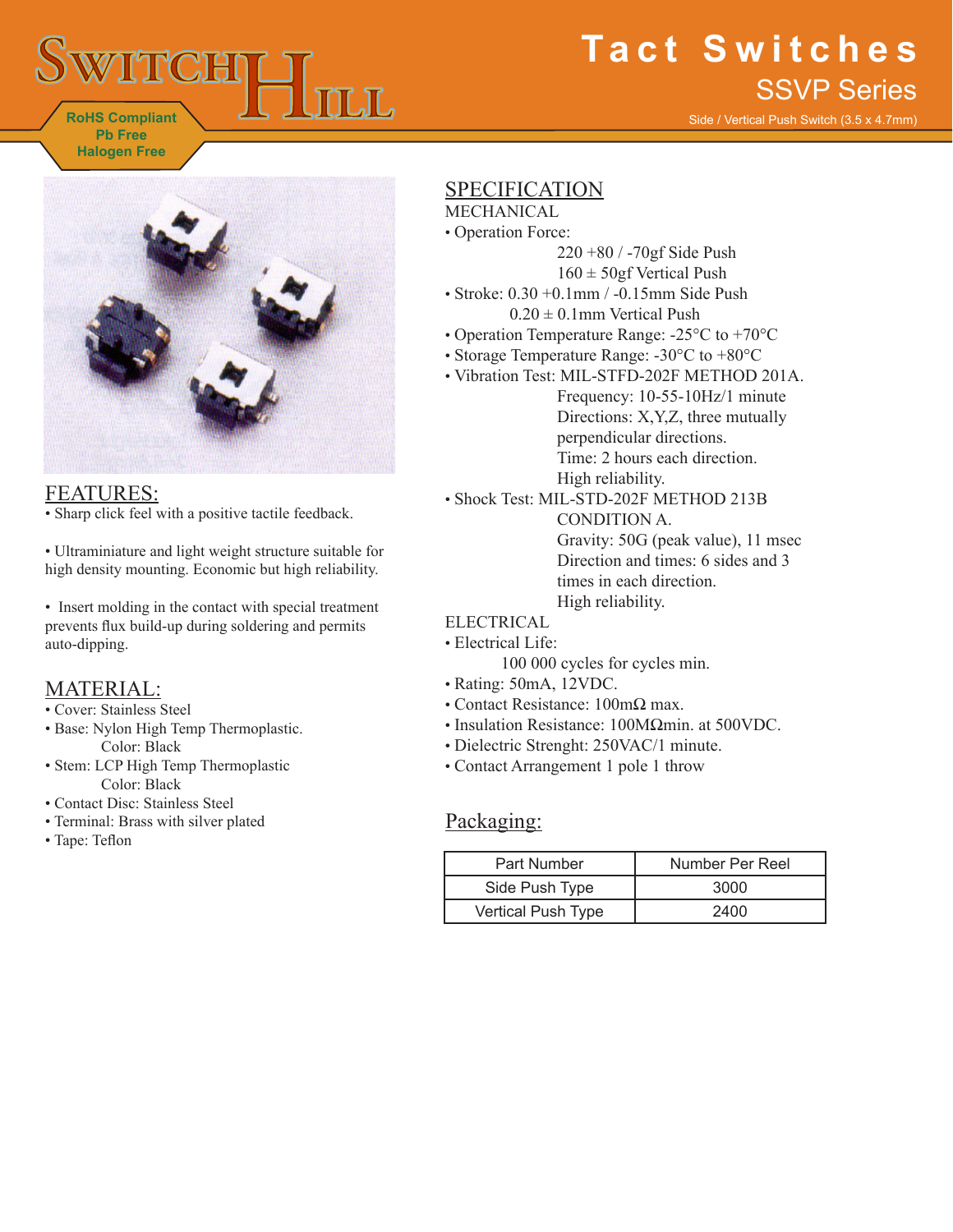# Tact Switches

## SSVP Series

Side / Vertical Push Switch (3.5 x 4.7mm)

RoHS Compliant
Pb Free
Halogen Free

## FEATURES:

• Sharp click feel with a positive tactile feedback.

• Ultraminiature and light weight structure suitable for high density mounting. Economic but high reliability.

• Insert molding in the contact with special treatment prevents flux build-up during soldering and permits auto-dipping.

## MATERIAL:

• Cover: Stainless Steel
• Base: Nylon High Temp Thermoplastic.
  Color: Black
• Stem: LCP High Temp Thermoplastic
  Color: Black
• Contact Disc: Stainless Steel
• Terminal: Brass with silver plated
• Tape: Teflon

## SPECIFICATION

MECHANICAL

• Operation Force:
  220 +80 / -70gf Side Push
  160 ± 50gf Vertical Push
• Stroke: 0.30 +0.1mm / -0.15mm Side Push
  0.20 ± 0.1mm Vertical Push
• Operation Temperature Range: -25°C to +70°C
• Storage Temperature Range: -30°C to +80°C
• Vibration Test: MIL-STFD-202F METHOD 201A.
  Frequency: 10-55-10Hz/1 minute
  Directions: X,Y,Z, three mutually perpendicular directions.
  Time: 2 hours each direction.
  High reliability.
• Shock Test: MIL-STD-202F METHOD 213B CONDITION A.
  Gravity: 50G (peak value), 11 msec
  Direction and times: 6 sides and 3 times in each direction.
  High reliability.

ELECTRICAL

• Electrical Life:
  100 000 cycles for cycles min.
• Rating: 50mA, 12VDC.
• Contact Resistance: 100mΩ max.
• Insulation Resistance: 100MΩmin. at 500VDC.
• Dielectric Strenght: 250VAC/1 minute.
• Contact Arrangement 1 pole 1 throw

## Packaging:

| Part Number | Number Per Reel |
|---|---|
| Side Push Type | 3000 |
| Vertical Push Type | 2400 |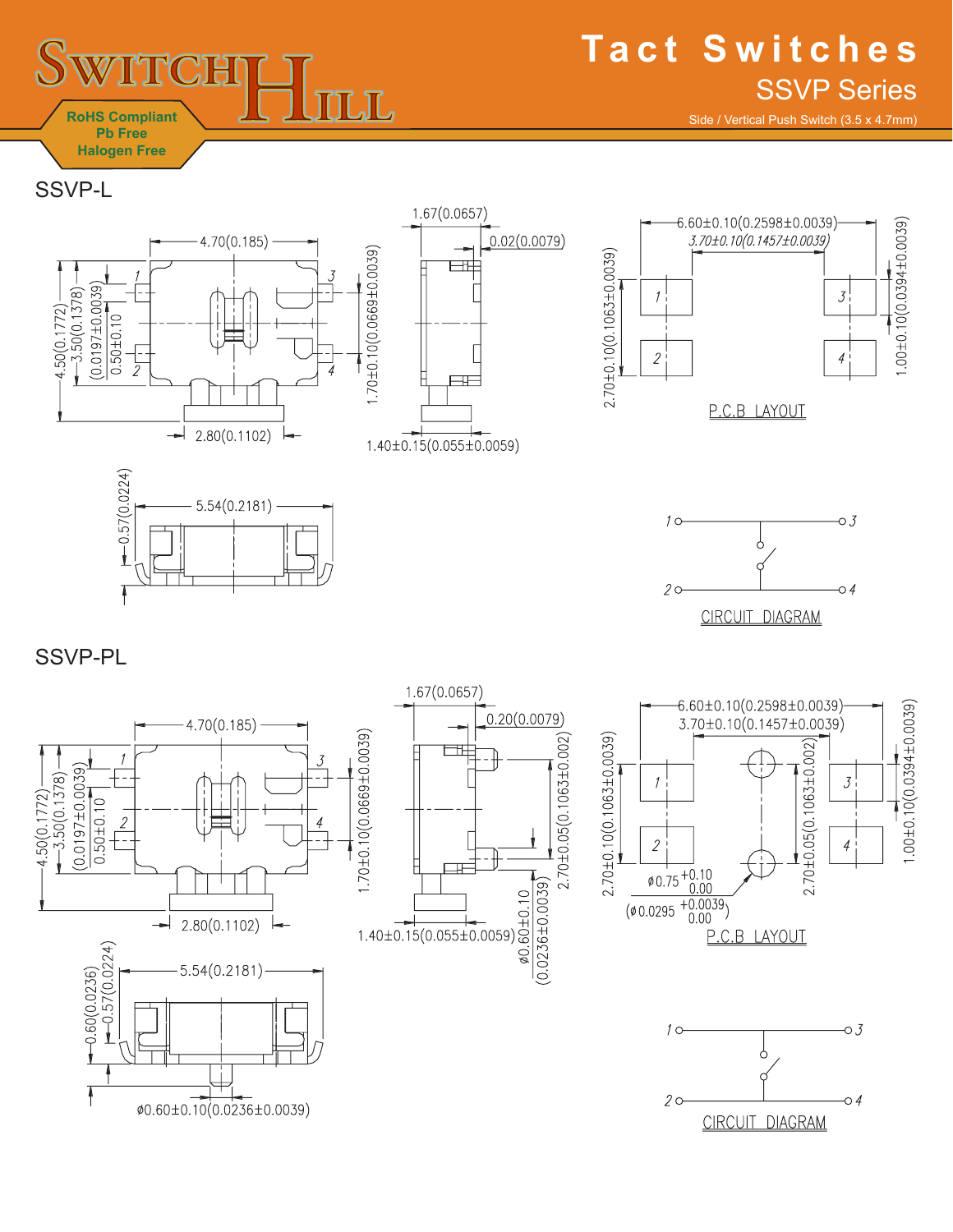# Tact Switches

## SSVP Series

Side / Vertical Push Switch (3.5 x 4.7mm)

RoHS Compliant
Pb Free
Halogen Free

## SSVP-L

4.70(0.185)

4.50(0.1772)
3.50(0.1378)
(0.0197±0.0039)
0.50±0.10

2.80(0.1102)

1.67(0.0657)
0.02(0.0079)
1.70±0.10(0.0669±0.0039)
1.40±0.15(0.055±0.0059)

6.60±0.10(0.2598±0.0039)
3.70±0.10(0.1457±0.0039)
2.70±0.10(0.1063±0.0039)
1.00±0.10(0.0394±0.0039)

P.C.B LAYOUT

5.54(0.2181)
0.57(0.0224)

CIRCUIT DIAGRAM

## SSVP-PL

4.70(0.185)

4.50(0.1772)
3.50(0.1378)
(0.0197±0.0039)
0.50±0.10

2.80(0.1102)

1.67(0.0657)
0.20(0.0079)
1.70±0.10(0.0669±0.0039)
2.70±0.05(0.1063±0.002)
1.40±0.15(0.055±0.0059)
ø0.60±0.10
(0.0236±0.0039)

6.60±0.10(0.2598±0.0039)
3.70±0.10(0.1457±0.0039)
2.70±0.10(0.1063±0.0039)
2.70±0.05(0.1063±0.002)
1.00±0.10(0.0394±0.0039)
ø0.75 $^{+0.10}_{0.00}$
(ø0.0295 $^{+0.0039}_{0.00}$)

P.C.B LAYOUT

5.54(0.2181)
0.60(0.0236)
0.57(0.0224)
ø0.60±0.10(0.0236±0.0039)

CIRCUIT DIAGRAM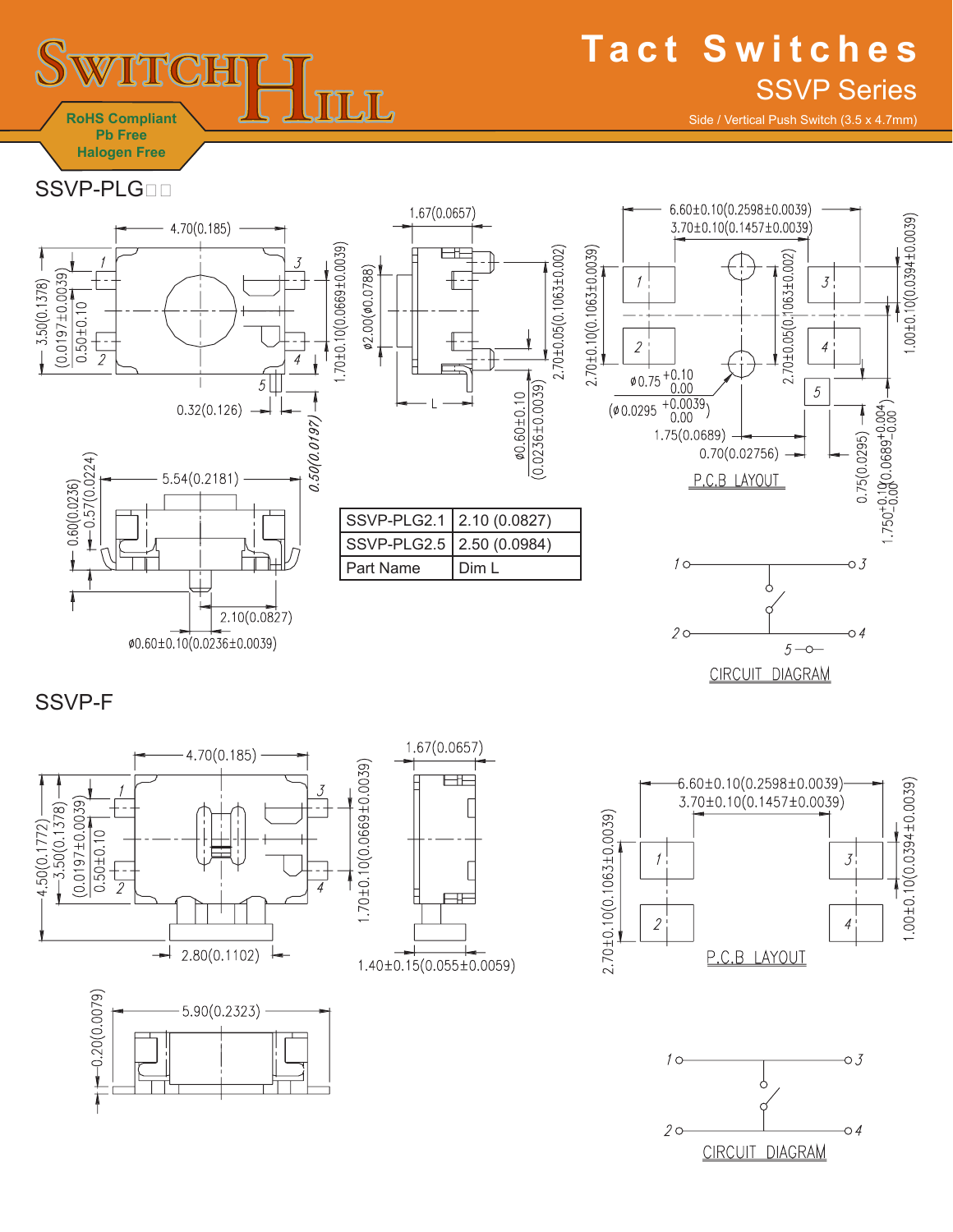# Tact Switches

## SSVP Series

Side / Vertical Push Switch (3.5 x 4.7mm)

RoHS Compliant
Pb Free
Halogen Free

## SSVP-PLG□□

4.70(0.185)

1.67(0.0657)

6.60±0.10(0.2598±0.0039)
3.70±0.10(0.1457±0.0039)

3.50(0.1378)
(0.0197±0.0039)
0.50±0.10
1.70±0.10(0.0669±0.0039)
ø2.00(ø0.0788)
2.70±0.05(0.1063±0.002)
2.70±0.10(0.1063±0.0039)
2.70±0.05(0.1063±0.002)
1.00±0.10(0.0394±0.0039)

0.32(0.126)
0.50(0.0197)
L
ø0.60±0.10 (0.0236±0.0039)

ø0.75 +0.10/0.00
(ø0.0295 +0.0039/0.00)
1.75(0.0689)
0.70(0.02756)
0.75(0.0295)
1.750+0.10/-0.00 (0.0689+0.004/-0.00)

P.C.B LAYOUT

5.54(0.2181)
0.60(0.0236)
0.57(0.0224)
2.10(0.0827)
ø0.60±0.10(0.0236±0.0039)

| Part Name | Dim L |
|---|---|
| SSVP-PLG2.1 | 2.10 (0.0827) |
| SSVP-PLG2.5 | 2.50 (0.0984) |

CIRCUIT DIAGRAM

## SSVP-F

4.70(0.185)
1.67(0.0657)
4.50(0.1772)
3.50(0.1378)
(0.0197±0.0039)
0.50±0.10
1.70±0.10(0.0669±0.0039)
2.80(0.1102)
1.40±0.15(0.055±0.0059)

6.60±0.10(0.2598±0.0039)
3.70±0.10(0.1457±0.0039)
2.70±0.10(0.1063±0.0039)
1.00±0.10(0.0394±0.0039)

P.C.B LAYOUT

5.90(0.2323)
0.20(0.0079)

CIRCUIT DIAGRAM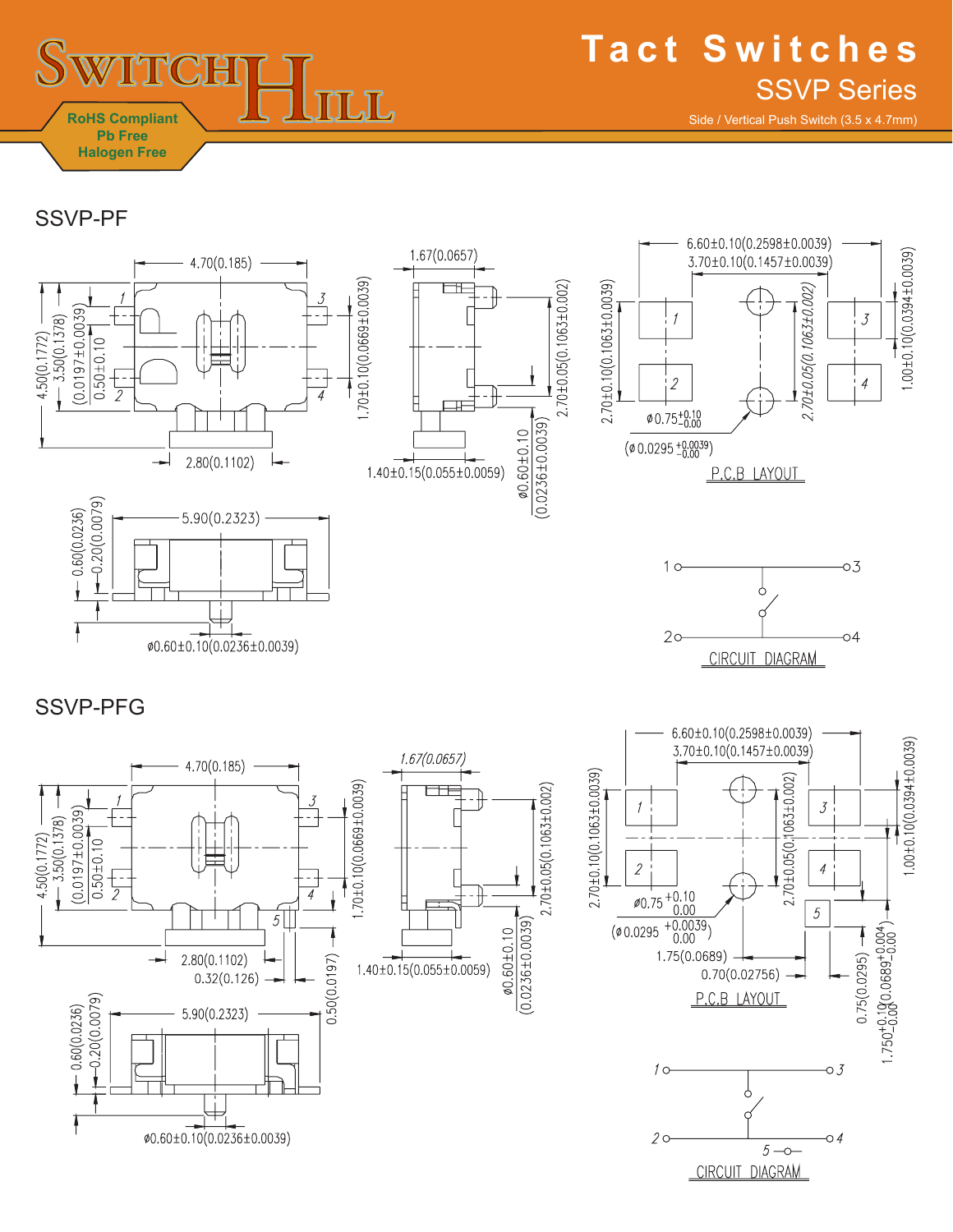# Tact Switches

## SSVP Series

Side / Vertical Push Switch (3.5 x 4.7mm)

RoHS Compliant
Pb Free
Halogen Free

## SSVP-PF

4.70(0.185)
1.67(0.0657)
6.60±0.10(0.2598±0.0039)
3.70±0.10(0.1457±0.0039)
4.50(0.1772)
3.50(0.1378)
(0.0197±0.0039)
0.50±0.10
1.70±0.10(0.0669±0.0039)
2.70±0.05(0.1063±0.002)
2.70±0.10(0.1063±0.0039)
2.70±0.05(0.1063±0.002)
1.00±0.10(0.0394±0.0039)
2.80(0.1102)
1.40±0.15(0.055±0.0059)
ø0.60±0.10
(0.0236±0.0039)
ø 0.75 $^{+0.10}_{-0.00}$
(ø 0.0295 $^{+0.0039}_{-0.00}$)

P.C.B LAYOUT

5.90(0.2323)
0.60(0.0236)
0.20(0.0079)
ø0.60±0.10(0.0236±0.0039)

CIRCUIT DIAGRAM

## SSVP-PFG

4.70(0.185)
1.67(0.0657)
6.60±0.10(0.2598±0.0039)
3.70±0.10(0.1457±0.0039)
4.50(0.1772)
3.50(0.1378)
(0.0197±0.0039)
0.50±0.10
1.70±0.10(0.0669±0.0039)
2.70±0.05(0.1063±0.002)
2.70±0.10(0.1063±0.0039)
2.70±0.05(0.1063±0.002)
1.00±0.10(0.0394±0.0039)
2.80(0.1102)
0.32(0.126)
0.50(0.0197)
1.40±0.15(0.055±0.0059)
ø0.60±0.10
(0.0236±0.0039)
ø0.75 $^{+0.10}_{0.00}$
(ø 0.0295 $^{+0.0039}_{0.00}$)
1.75(0.0689)
0.70(0.02756)
0.75(0.0295)
1.750$^{+0.10}_{-0.00}$(0.0689$^{+0.004}_{-0.00}$)

P.C.B LAYOUT

5.90(0.2323)
0.60(0.0236)
0.20(0.0079)
ø0.60±0.10(0.0236±0.0039)

CIRCUIT DIAGRAM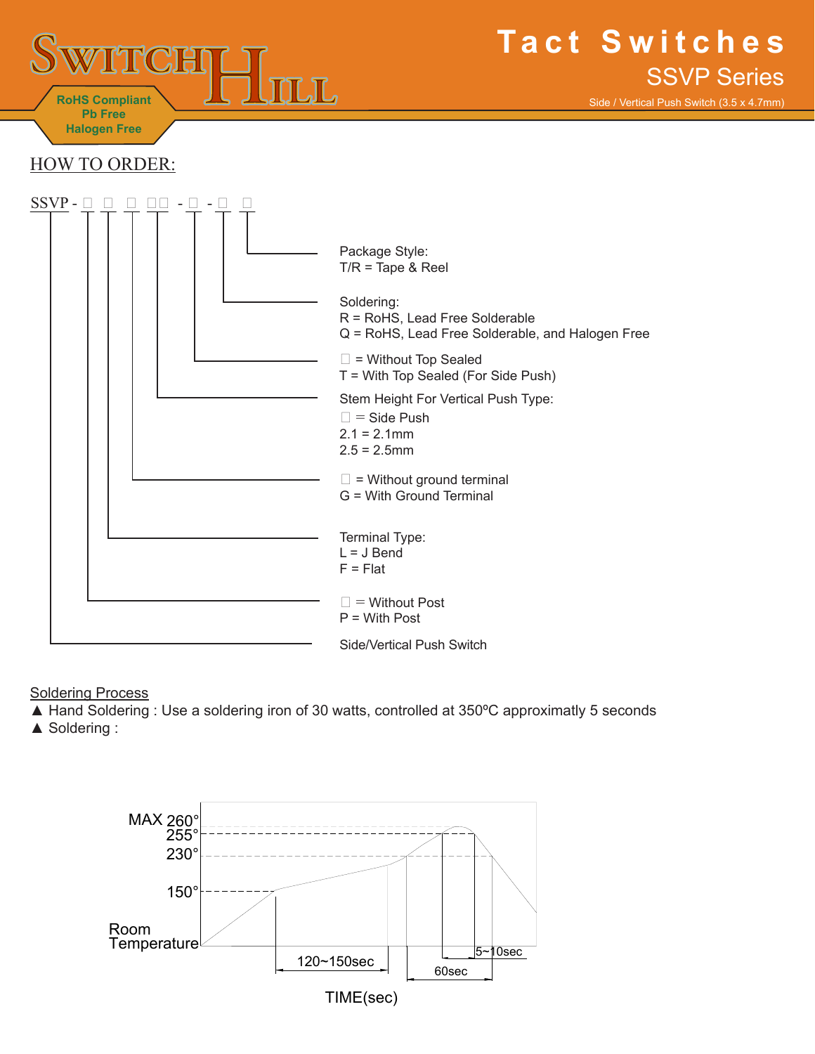# Tact Switches

## SSVP Series

Side / Vertical Push Switch (3.5 x 4.7mm)

RoHS Compliant
Pb Free
Halogen Free

## HOW TO ORDER:

SSVP - □ □ □ □□ - □ - □ □

- Package Style:
  T/R = Tape & Reel
- Soldering:
  R = RoHS, Lead Free Solderable
  Q = RoHS, Lead Free Solderable, and Halogen Free
- □ = Without Top Sealed
  T = With Top Sealed (For Side Push)
- Stem Height For Vertical Push Type:
  □ = Side Push
  2.1 = 2.1mm
  2.5 = 2.5mm
- □ = Without ground terminal
  G = With Ground Terminal
- Terminal Type:
  L = J Bend
  F = Flat
- □ = Without Post
  P = With Post
- Side/Vertical Push Switch

## Soldering Process

▲ Hand Soldering : Use a soldering iron of 30 watts, controlled at 350ºC approximatly 5 seconds

▲ Soldering :

MAX 260°
255°
230°
150°
Room Temperature
120~150sec
60sec
5~10sec
TIME(sec)